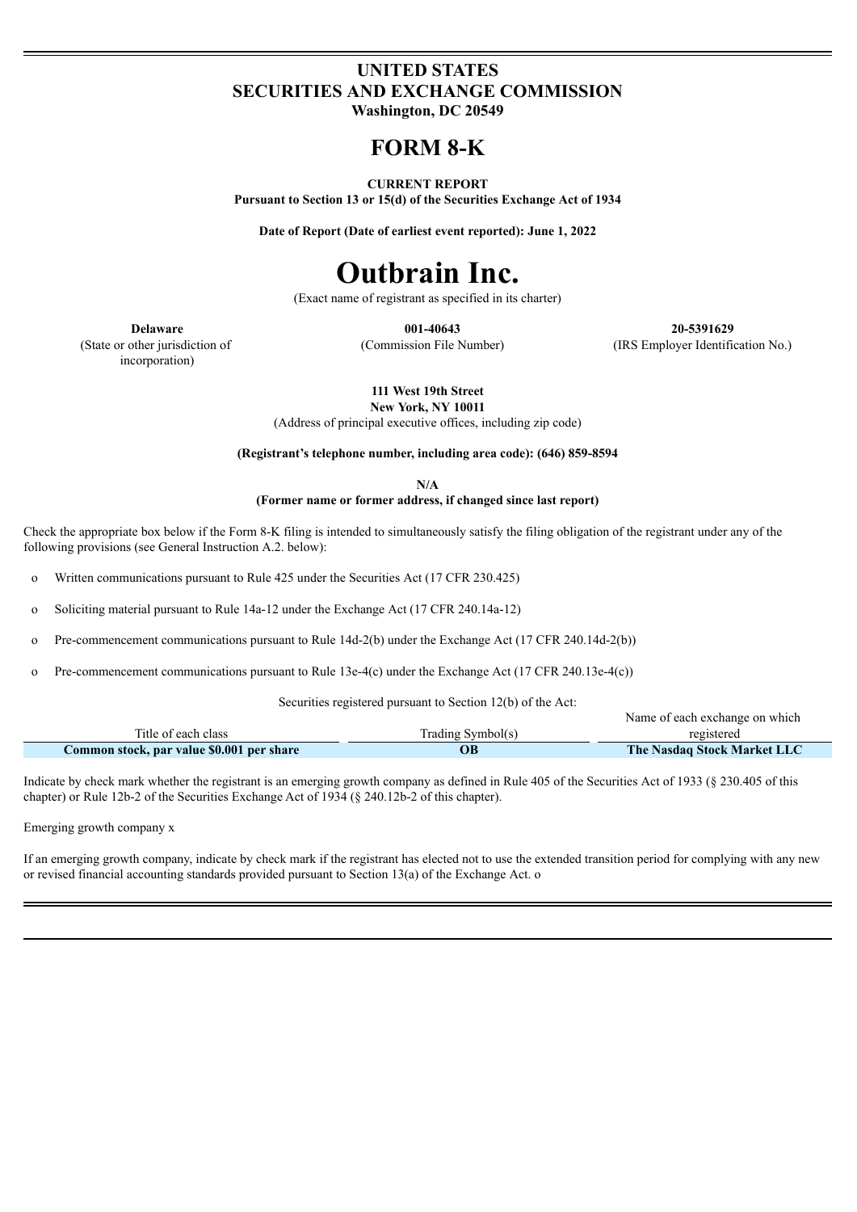# UNITED STATES
# SECURITIES AND EXCHANGE COMMISSION
**Washington, DC 20549**

# FORM 8-K

**CURRENT REPORT**
**Pursuant to Section 13 or 15(d) of the Securities Exchange Act of 1934**

**Date of Report (Date of earliest event reported): June 1, 2022**

# Outbrain Inc.

(Exact name of registrant as specified in its charter)

| **Delaware** | **001-40643** | **20-5391629** |
|---|---|---|
| (State or other jurisdiction of incorporation) | (Commission File Number) | (IRS Employer Identification No.) |

**111 West 19th Street**
**New York, NY 10011**
(Address of principal executive offices, including zip code)

**(Registrant's telephone number, including area code): (646) 859-8594**

**N/A**
**(Former name or former address, if changed since last report)**

Check the appropriate box below if the Form 8-K filing is intended to simultaneously satisfy the filing obligation of the registrant under any of the following provisions (see General Instruction A.2. below):

o Written communications pursuant to Rule 425 under the Securities Act (17 CFR 230.425)

o Soliciting material pursuant to Rule 14a-12 under the Exchange Act (17 CFR 240.14a-12)

o Pre-commencement communications pursuant to Rule 14d-2(b) under the Exchange Act (17 CFR 240.14d-2(b))

o Pre-commencement communications pursuant to Rule 13e-4(c) under the Exchange Act (17 CFR 240.13e-4(c))

Securities registered pursuant to Section 12(b) of the Act:

| Title of each class | Trading Symbol(s) | Name of each exchange on which registered |
|---|---|---|
| **Common stock, par value $0.001 per share** | **OB** | **The Nasdaq Stock Market LLC** |

Indicate by check mark whether the registrant is an emerging growth company as defined in Rule 405 of the Securities Act of 1933 (§ 230.405 of this chapter) or Rule 12b-2 of the Securities Exchange Act of 1934 (§ 240.12b-2 of this chapter).

Emerging growth company x

If an emerging growth company, indicate by check mark if the registrant has elected not to use the extended transition period for complying with any new or revised financial accounting standards provided pursuant to Section 13(a) of the Exchange Act. o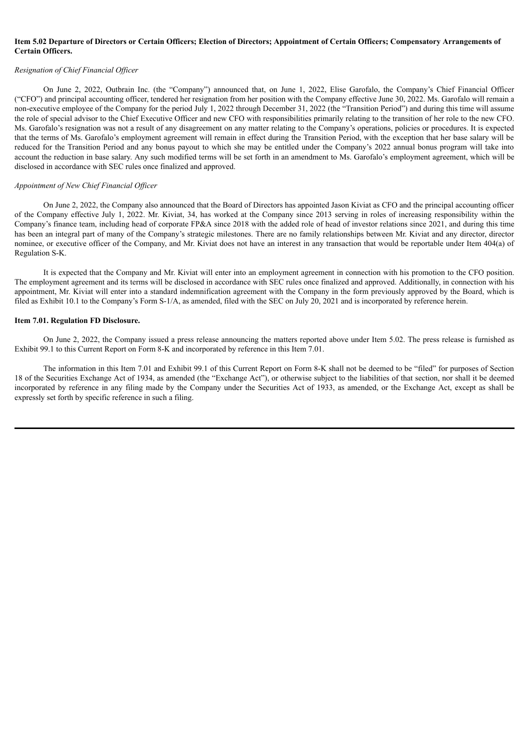**Item 5.02 Departure of Directors or Certain Officers; Election of Directors; Appointment of Certain Officers; Compensatory Arrangements of Certain Officers.**

*Resignation of Chief Financial Officer*

On June 2, 2022, Outbrain Inc. (the "Company") announced that, on June 1, 2022, Elise Garofalo, the Company's Chief Financial Officer ("CFO") and principal accounting officer, tendered her resignation from her position with the Company effective June 30, 2022. Ms. Garofalo will remain a non-executive employee of the Company for the period July 1, 2022 through December 31, 2022 (the "Transition Period") and during this time will assume the role of special advisor to the Chief Executive Officer and new CFO with responsibilities primarily relating to the transition of her role to the new CFO. Ms. Garofalo's resignation was not a result of any disagreement on any matter relating to the Company's operations, policies or procedures. It is expected that the terms of Ms. Garofalo's employment agreement will remain in effect during the Transition Period, with the exception that her base salary will be reduced for the Transition Period and any bonus payout to which she may be entitled under the Company's 2022 annual bonus program will take into account the reduction in base salary. Any such modified terms will be set forth in an amendment to Ms. Garofalo's employment agreement, which will be disclosed in accordance with SEC rules once finalized and approved.

*Appointment of New Chief Financial Officer*

On June 2, 2022, the Company also announced that the Board of Directors has appointed Jason Kiviat as CFO and the principal accounting officer of the Company effective July 1, 2022. Mr. Kiviat, 34, has worked at the Company since 2013 serving in roles of increasing responsibility within the Company's finance team, including head of corporate FP&A since 2018 with the added role of head of investor relations since 2021, and during this time has been an integral part of many of the Company's strategic milestones. There are no family relationships between Mr. Kiviat and any director, director nominee, or executive officer of the Company, and Mr. Kiviat does not have an interest in any transaction that would be reportable under Item 404(a) of Regulation S-K.

It is expected that the Company and Mr. Kiviat will enter into an employment agreement in connection with his promotion to the CFO position. The employment agreement and its terms will be disclosed in accordance with SEC rules once finalized and approved. Additionally, in connection with his appointment, Mr. Kiviat will enter into a standard indemnification agreement with the Company in the form previously approved by the Board, which is filed as Exhibit 10.1 to the Company's Form S-1/A, as amended, filed with the SEC on July 20, 2021 and is incorporated by reference herein.

**Item 7.01. Regulation FD Disclosure.**

On June 2, 2022, the Company issued a press release announcing the matters reported above under Item 5.02. The press release is furnished as Exhibit 99.1 to this Current Report on Form 8-K and incorporated by reference in this Item 7.01.

The information in this Item 7.01 and Exhibit 99.1 of this Current Report on Form 8-K shall not be deemed to be "filed" for purposes of Section 18 of the Securities Exchange Act of 1934, as amended (the "Exchange Act"), or otherwise subject to the liabilities of that section, nor shall it be deemed incorporated by reference in any filing made by the Company under the Securities Act of 1933, as amended, or the Exchange Act, except as shall be expressly set forth by specific reference in such a filing.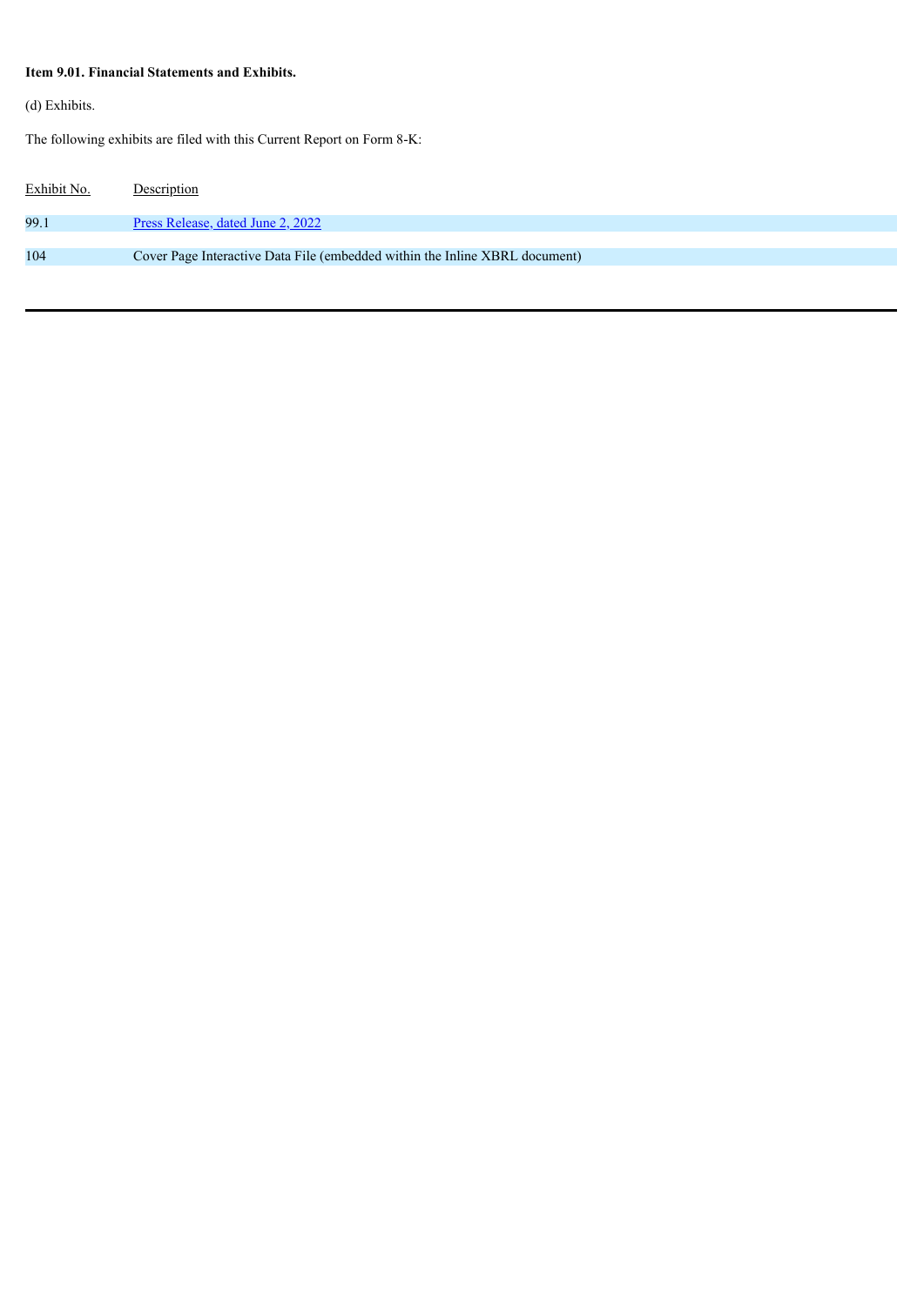**Item 9.01. Financial Statements and Exhibits.**

(d) Exhibits.

The following exhibits are filed with this Current Report on Form 8-K:

| Exhibit No. | Description |
| --- | --- |
| 99.1 | Press Release, dated June 2, 2022 |
| 104 | Cover Page Interactive Data File (embedded within the Inline XBRL document) |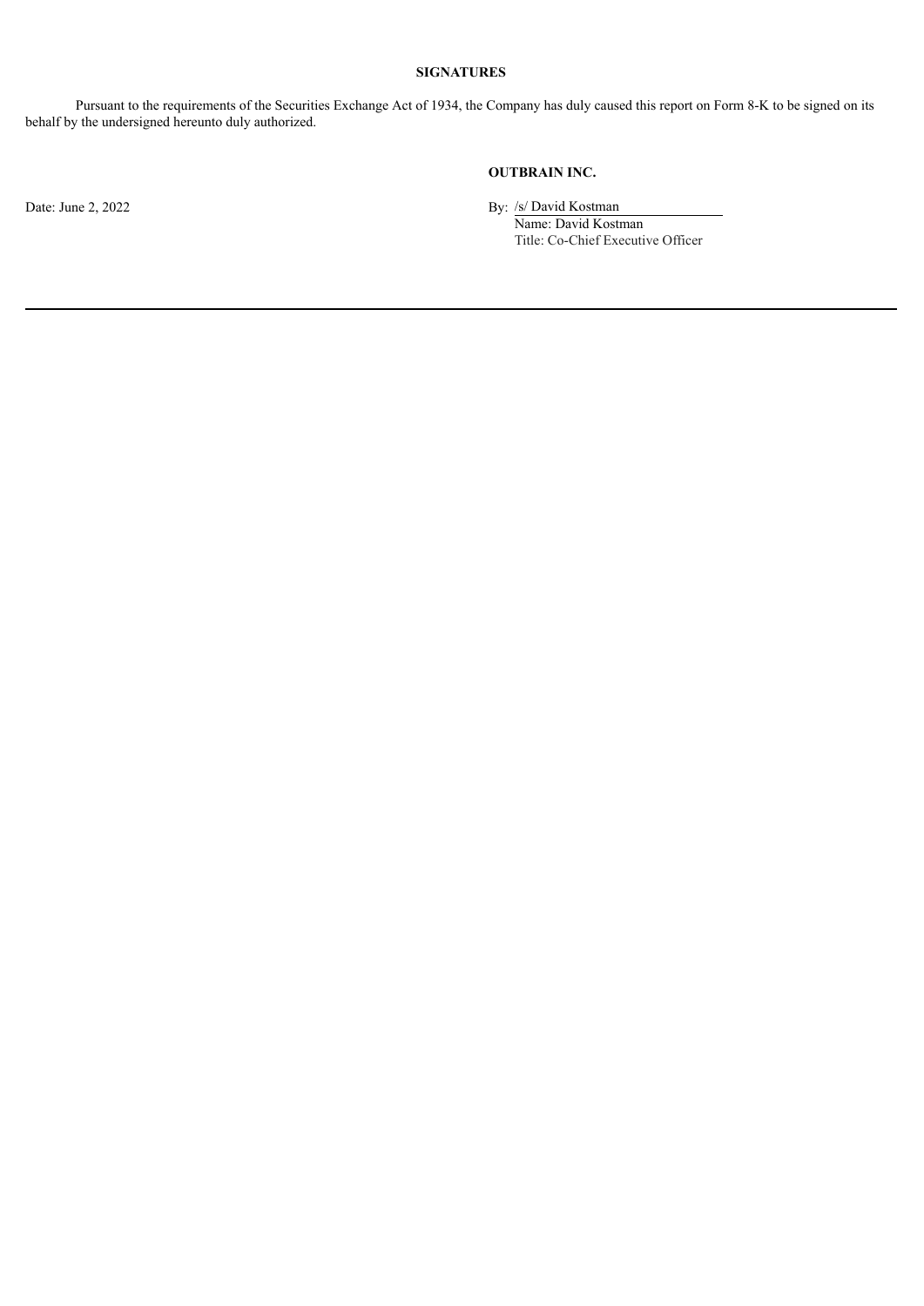**SIGNATURES**

Pursuant to the requirements of the Securities Exchange Act of 1934, the Company has duly caused this report on Form 8-K to be signed on its behalf by the undersigned hereunto duly authorized.

**OUTBRAIN INC.**

Date: June 2, 2022

By: /s/ David Kostman
Name: David Kostman
Title: Co-Chief Executive Officer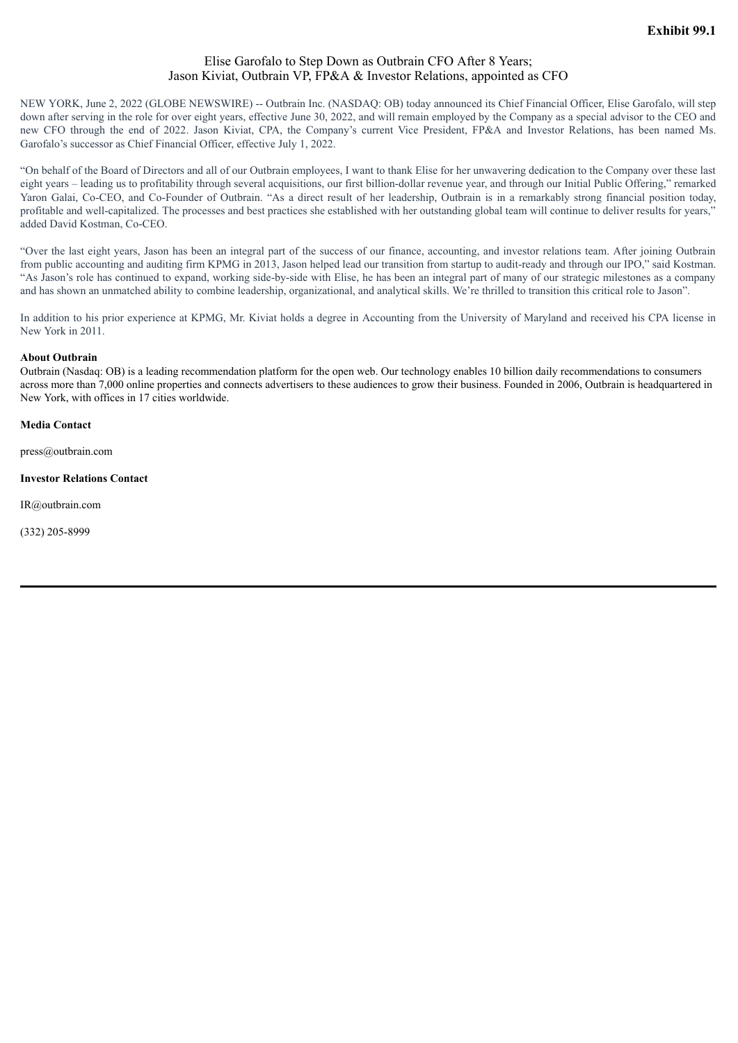**Exhibit 99.1**

# Elise Garofalo to Step Down as Outbrain CFO After 8 Years; Jason Kiviat, Outbrain VP, FP&A & Investor Relations, appointed as CFO

NEW YORK, June 2, 2022 (GLOBE NEWSWIRE) -- Outbrain Inc. (NASDAQ: OB) today announced its Chief Financial Officer, Elise Garofalo, will step down after serving in the role for over eight years, effective June 30, 2022, and will remain employed by the Company as a special advisor to the CEO and new CFO through the end of 2022. Jason Kiviat, CPA, the Company's current Vice President, FP&A and Investor Relations, has been named Ms. Garofalo's successor as Chief Financial Officer, effective July 1, 2022.

"On behalf of the Board of Directors and all of our Outbrain employees, I want to thank Elise for her unwavering dedication to the Company over these last eight years – leading us to profitability through several acquisitions, our first billion-dollar revenue year, and through our Initial Public Offering," remarked Yaron Galai, Co-CEO, and Co-Founder of Outbrain. "As a direct result of her leadership, Outbrain is in a remarkably strong financial position today, profitable and well-capitalized. The processes and best practices she established with her outstanding global team will continue to deliver results for years," added David Kostman, Co-CEO.

"Over the last eight years, Jason has been an integral part of the success of our finance, accounting, and investor relations team. After joining Outbrain from public accounting and auditing firm KPMG in 2013, Jason helped lead our transition from startup to audit-ready and through our IPO," said Kostman. "As Jason's role has continued to expand, working side-by-side with Elise, he has been an integral part of many of our strategic milestones as a company and has shown an unmatched ability to combine leadership, organizational, and analytical skills. We're thrilled to transition this critical role to Jason".

In addition to his prior experience at KPMG, Mr. Kiviat holds a degree in Accounting from the University of Maryland and received his CPA license in New York in 2011.

**About Outbrain**

Outbrain (Nasdaq: OB) is a leading recommendation platform for the open web. Our technology enables 10 billion daily recommendations to consumers across more than 7,000 online properties and connects advertisers to these audiences to grow their business. Founded in 2006, Outbrain is headquartered in New York, with offices in 17 cities worldwide.

**Media Contact**

press@outbrain.com

**Investor Relations Contact**

IR@outbrain.com

(332) 205-8999